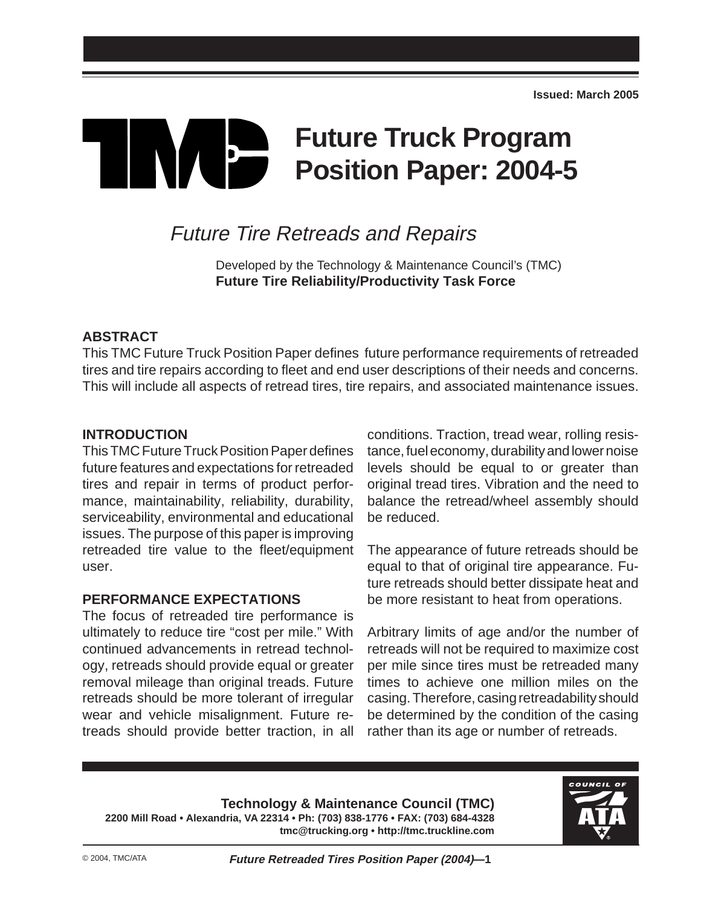Issued: March 2005

# Future Truck Program Position Paper: 2004-5

## *Future Tire Retreads and Repairs*

Developed by the Technology & Maintenance Council's (TMC)
**Future Tire Reliability/Productivity Task Force**

### ABSTRACT

This TMC Future Truck Position Paper defines future performance requirements of retreaded tires and tire repairs according to fleet and end user descriptions of their needs and concerns. This will include all aspects of retread tires, tire repairs, and associated maintenance issues.

### INTRODUCTION

This TMC Future Truck Position Paper defines future features and expectations for retreaded tires and repair in terms of product performance, maintainability, reliability, durability, serviceability, environmental and educational issues. The purpose of this paper is improving retreaded tire value to the fleet/equipment user.

### PERFORMANCE EXPECTATIONS

The focus of retreaded tire performance is ultimately to reduce tire "cost per mile." With continued advancements in retread technology, retreads should provide equal or greater removal mileage than original treads. Future retreads should be more tolerant of irregular wear and vehicle misalignment. Future retreads should provide better traction, in all conditions. Traction, tread wear, rolling resistance, fuel economy, durability and lower noise levels should be equal to or greater than original tread tires. Vibration and the need to balance the retread/wheel assembly should be reduced.

The appearance of future retreads should be equal to that of original tire appearance. Future retreads should better dissipate heat and be more resistant to heat from operations.

Arbitrary limits of age and/or the number of retreads will not be required to maximize cost per mile since tires must be retreaded many times to achieve one million miles on the casing. Therefore, casing retreadability should be determined by the condition of the casing rather than its age or number of retreads.

**Technology & Maintenance Council (TMC)**
**2200 Mill Road • Alexandria, VA 22314 • Ph: (703) 838-1776 • FAX: (703) 684-4328**
**tmc@trucking.org • http://tmc.truckline.com**

© 2004, TMC/ATA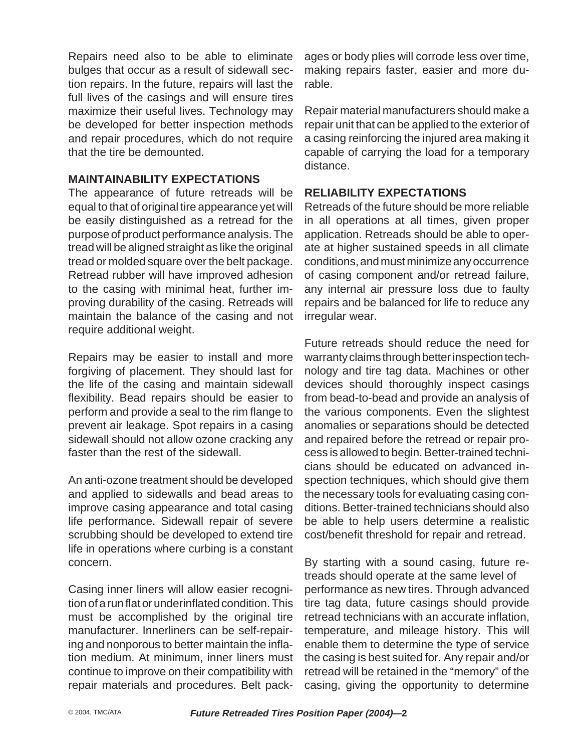Repairs need also to be able to eliminate bulges that occur as a result of sidewall section repairs. In the future, repairs will last the full lives of the casings and will ensure tires maximize their useful lives. Technology may be developed for better inspection methods and repair procedures, which do not require that the tire be demounted.

**MAINTAINABILITY EXPECTATIONS**

The appearance of future retreads will be equal to that of original tire appearance yet will be easily distinguished as a retread for the purpose of product performance analysis. The tread will be aligned straight as like the original tread or molded square over the belt package. Retread rubber will have improved adhesion to the casing with minimal heat, further improving durability of the casing. Retreads will maintain the balance of the casing and not require additional weight.

Repairs may be easier to install and more forgiving of placement. They should last for the life of the casing and maintain sidewall flexibility. Bead repairs should be easier to perform and provide a seal to the rim flange to prevent air leakage. Spot repairs in a casing sidewall should not allow ozone cracking any faster than the rest of the sidewall.

An anti-ozone treatment should be developed and applied to sidewalls and bead areas to improve casing appearance and total casing life performance. Sidewall repair of severe scrubbing should be developed to extend tire life in operations where curbing is a constant concern.

Casing inner liners will allow easier recognition of a run flat or underinflated condition. This must be accomplished by the original tire manufacturer. Innerliners can be self-repairing and nonporous to better maintain the inflation medium. At minimum, inner liners must continue to improve on their compatibility with repair materials and procedures. Belt packages or body plies will corrode less over time, making repairs faster, easier and more durable.

Repair material manufacturers should make a repair unit that can be applied to the exterior of a casing reinforcing the injured area making it capable of carrying the load for a temporary distance.

**RELIABILITY EXPECTATIONS**

Retreads of the future should be more reliable in all operations at all times, given proper application. Retreads should be able to operate at higher sustained speeds in all climate conditions, and must minimize any occurrence of casing component and/or retread failure, any internal air pressure loss due to faulty repairs and be balanced for life to reduce any irregular wear.

Future retreads should reduce the need for warranty claims through better inspection technology and tire tag data. Machines or other devices should thoroughly inspect casings from bead-to-bead and provide an analysis of the various components. Even the slightest anomalies or separations should be detected and repaired before the retread or repair process is allowed to begin. Better-trained technicians should be educated on advanced inspection techniques, which should give them the necessary tools for evaluating casing conditions. Better-trained technicians should also be able to help users determine a realistic cost/benefit threshold for repair and retread.

By starting with a sound casing, future retreads should operate at the same level of performance as new tires. Through advanced tire tag data, future casings should provide retread technicians with an accurate inflation, temperature, and mileage history. This will enable them to determine the type of service the casing is best suited for. Any repair and/or retread will be retained in the "memory" of the casing, giving the opportunity to determine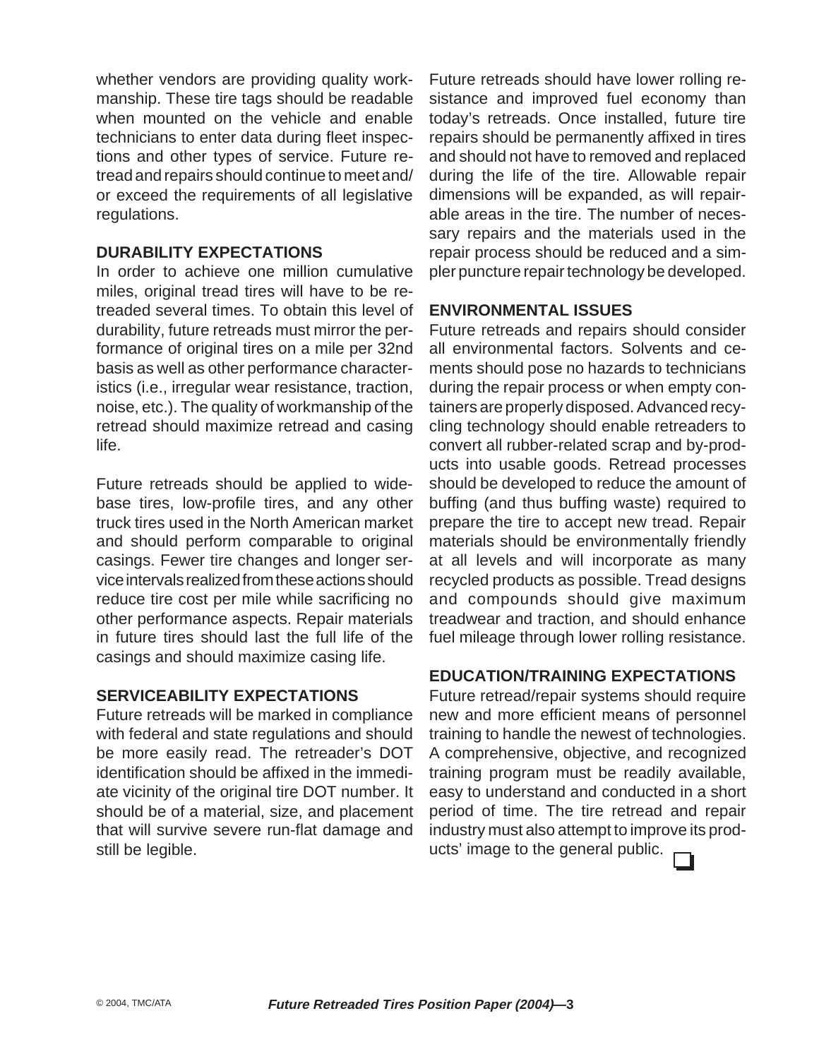whether vendors are providing quality workmanship. These tire tags should be readable when mounted on the vehicle and enable technicians to enter data during fleet inspections and other types of service. Future retread and repairs should continue to meet and/or exceed the requirements of all legislative regulations.

## DURABILITY EXPECTATIONS

In order to achieve one million cumulative miles, original tread tires will have to be retreaded several times. To obtain this level of durability, future retreads must mirror the performance of original tires on a mile per 32nd basis as well as other performance characteristics (i.e., irregular wear resistance, traction, noise, etc.). The quality of workmanship of the retread should maximize retread and casing life.

Future retreads should be applied to wide-base tires, low-profile tires, and any other truck tires used in the North American market and should perform comparable to original casings. Fewer tire changes and longer service intervals realized from these actions should reduce tire cost per mile while sacrificing no other performance aspects. Repair materials in future tires should last the full life of the casings and should maximize casing life.

## SERVICEABILITY EXPECTATIONS

Future retreads will be marked in compliance with federal and state regulations and should be more easily read. The retreader's DOT identification should be affixed in the immediate vicinity of the original tire DOT number. It should be of a material, size, and placement that will survive severe run-flat damage and still be legible.

Future retreads should have lower rolling resistance and improved fuel economy than today's retreads. Once installed, future tire repairs should be permanently affixed in tires and should not have to removed and replaced during the life of the tire. Allowable repair dimensions will be expanded, as will repairable areas in the tire. The number of necessary repairs and the materials used in the repair process should be reduced and a simpler puncture repair technology be developed.

## ENVIRONMENTAL ISSUES

Future retreads and repairs should consider all environmental factors. Solvents and cements should pose no hazards to technicians during the repair process or when empty containers are properly disposed. Advanced recycling technology should enable retreaders to convert all rubber-related scrap and by-products into usable goods. Retread processes should be developed to reduce the amount of buffing (and thus buffing waste) required to prepare the tire to accept new tread. Repair materials should be environmentally friendly at all levels and will incorporate as many recycled products as possible. Tread designs and compounds should give maximum treadwear and traction, and should enhance fuel mileage through lower rolling resistance.

## EDUCATION/TRAINING EXPECTATIONS

Future retread/repair systems should require new and more efficient means of personnel training to handle the newest of technologies. A comprehensive, objective, and recognized training program must be readily available, easy to understand and conducted in a short period of time. The tire retread and repair industry must also attempt to improve its products' image to the general public. ❑